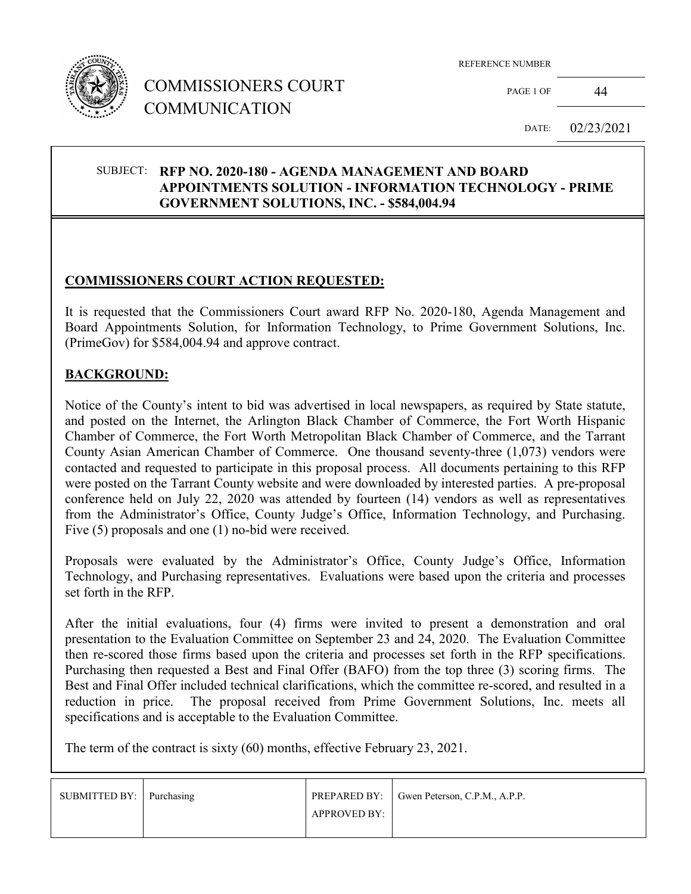# COMMISSIONERS COURT COMMUNICATION

REFERENCE NUMBER: 44

DATE: 02/23/2021

**SUBJECT: RFP NO. 2020-180 - AGENDA MANAGEMENT AND BOARD APPOINTMENTS SOLUTION - INFORMATION TECHNOLOGY - PRIME GOVERNMENT SOLUTIONS, INC. - $584,004.94**

## COMMISSIONERS COURT ACTION REQUESTED:

It is requested that the Commissioners Court award RFP No. 2020-180, Agenda Management and Board Appointments Solution, for Information Technology, to Prime Government Solutions, Inc. (PrimeGov) for $584,004.94 and approve contract.

## BACKGROUND:

Notice of the County's intent to bid was advertised in local newspapers, as required by State statute, and posted on the Internet, the Arlington Black Chamber of Commerce, the Fort Worth Hispanic Chamber of Commerce, the Fort Worth Metropolitan Black Chamber of Commerce, and the Tarrant County Asian American Chamber of Commerce. One thousand seventy-three (1,073) vendors were contacted and requested to participate in this proposal process. All documents pertaining to this RFP were posted on the Tarrant County website and were downloaded by interested parties. A pre-proposal conference held on July 22, 2020 was attended by fourteen (14) vendors as well as representatives from the Administrator's Office, County Judge's Office, Information Technology, and Purchasing. Five (5) proposals and one (1) no-bid were received.

Proposals were evaluated by the Administrator's Office, County Judge's Office, Information Technology, and Purchasing representatives. Evaluations were based upon the criteria and processes set forth in the RFP.

After the initial evaluations, four (4) firms were invited to present a demonstration and oral presentation to the Evaluation Committee on September 23 and 24, 2020. The Evaluation Committee then re-scored those firms based upon the criteria and processes set forth in the RFP specifications. Purchasing then requested a Best and Final Offer (BAFO) from the top three (3) scoring firms. The Best and Final Offer included technical clarifications, which the committee re-scored, and resulted in a reduction in price. The proposal received from Prime Government Solutions, Inc. meets all specifications and is acceptable to the Evaluation Committee.

The term of the contract is sixty (60) months, effective February 23, 2021.

| SUBMITTED BY: | Purchasing | PREPARED BY: | Gwen Peterson, C.P.M., A.P.P. |
|---|---|---|---|
| | | APPROVED BY: | |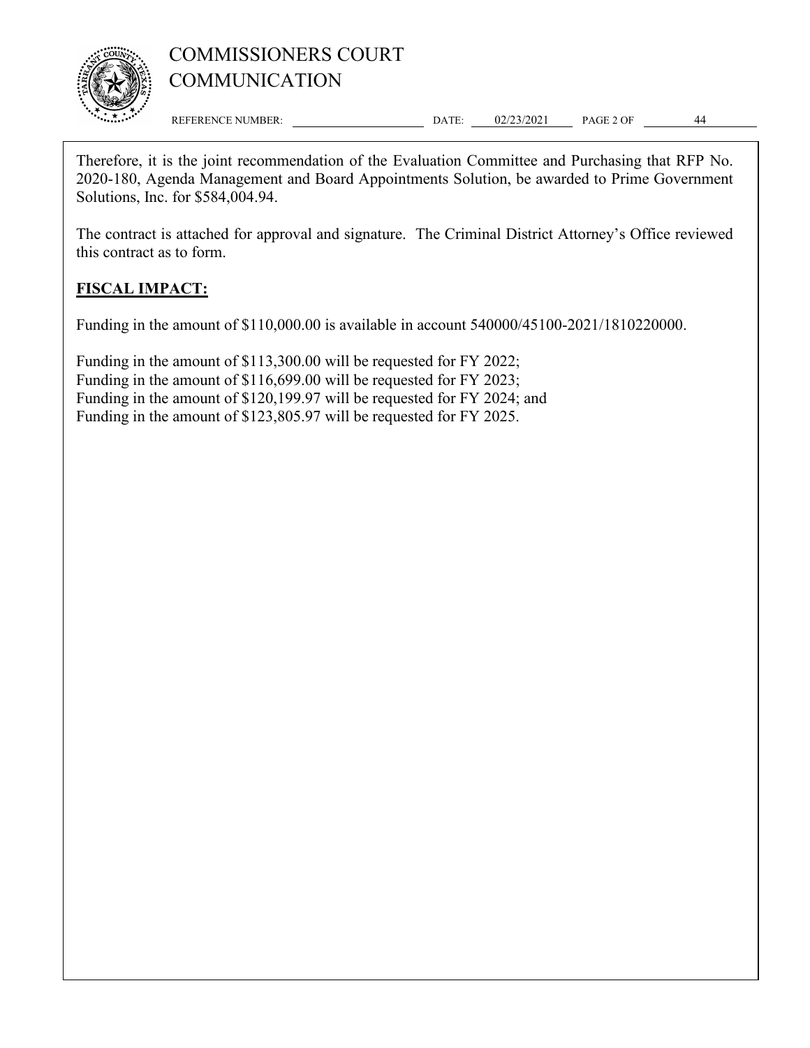Therefore, it is the joint recommendation of the Evaluation Committee and Purchasing that RFP No. 2020-180, Agenda Management and Board Appointments Solution, be awarded to Prime Government Solutions, Inc. for $584,004.94.

The contract is attached for approval and signature. The Criminal District Attorney's Office reviewed this contract as to form.

**FISCAL IMPACT:**

Funding in the amount of $110,000.00 is available in account 540000/45100-2021/1810220000.

Funding in the amount of $113,300.00 will be requested for FY 2022;
Funding in the amount of $116,699.00 will be requested for FY 2023;
Funding in the amount of $120,199.97 will be requested for FY 2024; and
Funding in the amount of $123,805.97 will be requested for FY 2025.